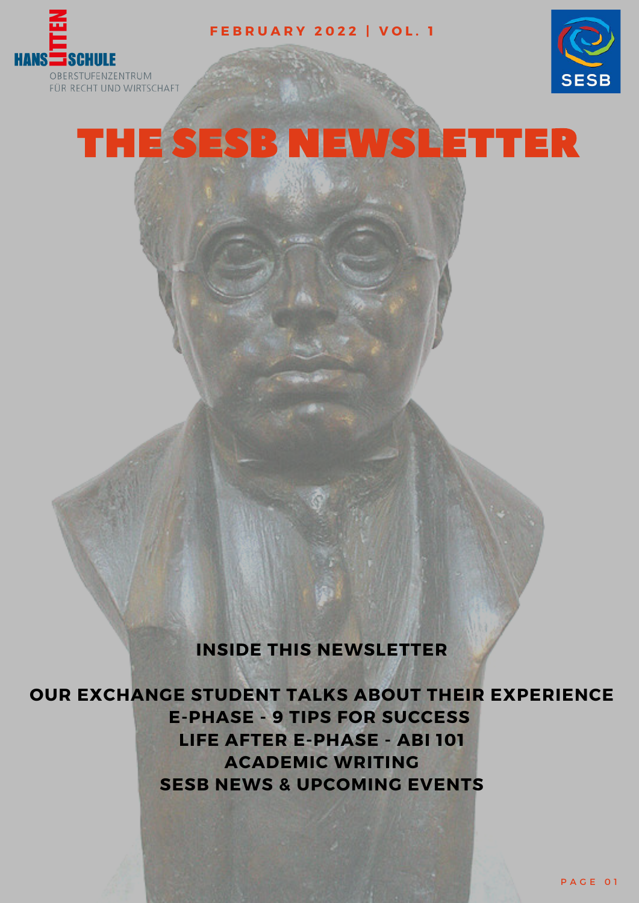HANS LITTEN SCHULE
OBERSTUFENZENTRUM FÜR RECHT UND WIRTSCHAFT

FEBRUARY 2022 | VOL. 1

SESB

# THE SESB NEWSLETTER

## INSIDE THIS NEWSLETTER

**OUR EXCHANGE STUDENT TALKS ABOUT THEIR EXPERIENCE**
**E-PHASE - 9 TIPS FOR SUCCESS**
**LIFE AFTER E-PHASE - ABI 101**
**ACADEMIC WRITING**
**SESB NEWS & UPCOMING EVENTS**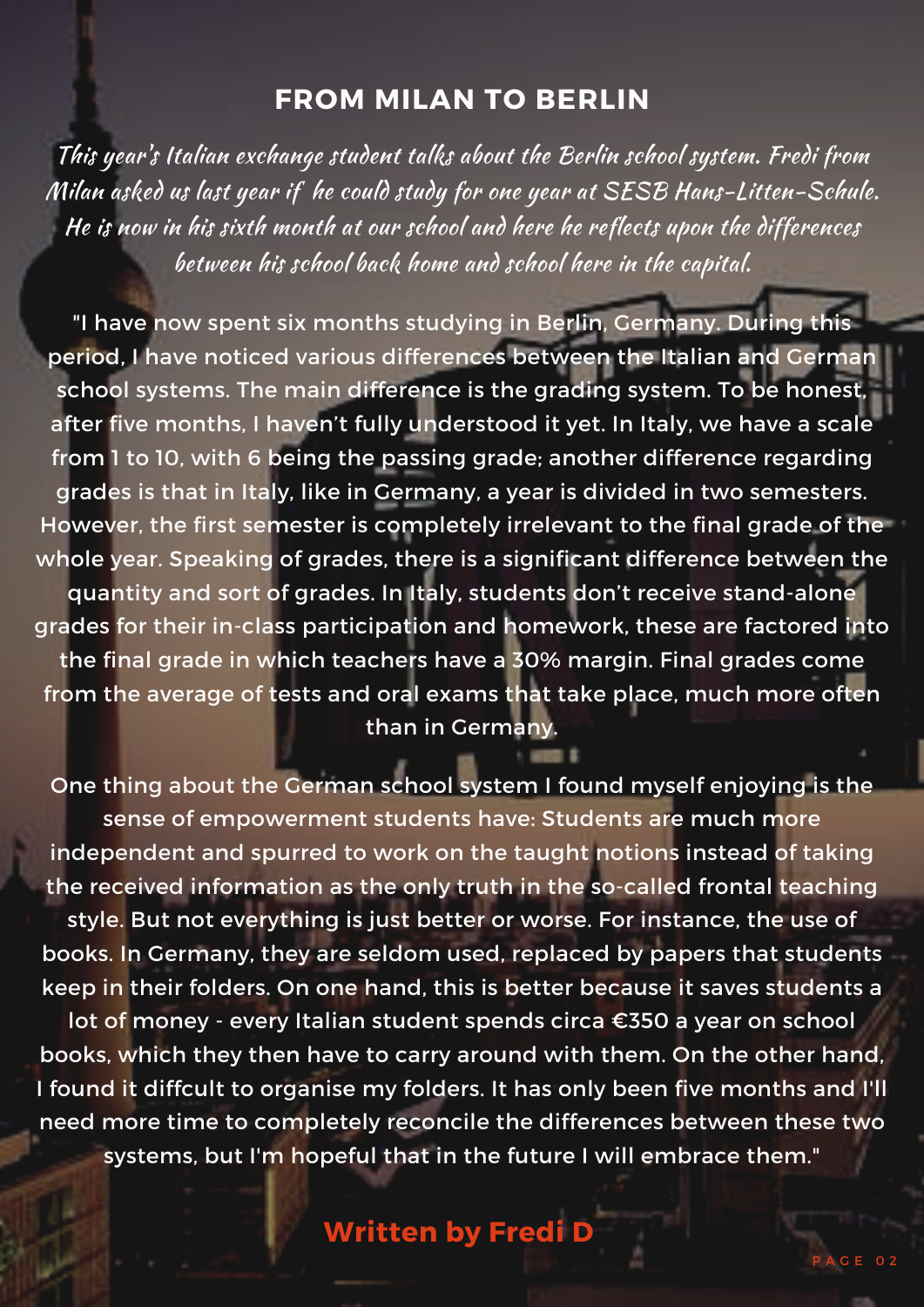# FROM MILAN TO BERLIN

*This year's Italian exchange student talks about the Berlin school system. Fredi from Milan asked us last year if he could study for one year at SESB Hans-Litten-Schule. He is now in his sixth month at our school and here he reflects upon the differences between his school back home and school here in the capital.*

"I have now spent six months studying in Berlin, Germany. During this period, I have noticed various differences between the Italian and German school systems. The main difference is the grading system. To be honest, after five months, I haven't fully understood it yet. In Italy, we have a scale from 1 to 10, with 6 being the passing grade; another difference regarding grades is that in Italy, like in Germany, a year is divided in two semesters. However, the first semester is completely irrelevant to the final grade of the whole year. Speaking of grades, there is a significant difference between the quantity and sort of grades. In Italy, students don't receive stand-alone grades for their in-class participation and homework, these are factored into the final grade in which teachers have a 30% margin. Final grades come from the average of tests and oral exams that take place, much more often than in Germany.

One thing about the German school system I found myself enjoying is the sense of empowerment students have: Students are much more independent and spurred to work on the taught notions instead of taking the received information as the only truth in the so-called frontal teaching style. But not everything is just better or worse. For instance, the use of books. In Germany, they are seldom used, replaced by papers that students keep in their folders. On one hand, this is better because it saves students a lot of money - every Italian student spends circa €350 a year on school books, which they then have to carry around with them. On the other hand, I found it diffcult to organise my folders. It has only been five months and I'll need more time to completely reconcile the differences between these two systems, but I'm hopeful that in the future I will embrace them."

**Written by Fredi D**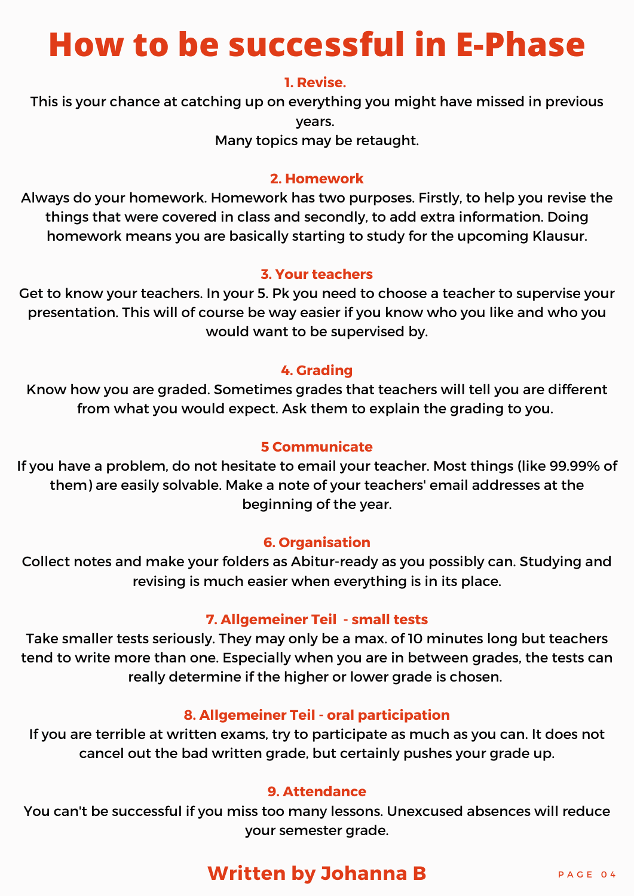# How to be successful in E-Phase

### 1. Revise.

This is your chance at catching up on everything you might have missed in previous years.
Many topics may be retaught.

### 2. Homework

Always do your homework. Homework has two purposes. Firstly, to help you revise the things that were covered in class and secondly, to add extra information. Doing homework means you are basically starting to study for the upcoming Klausur.

### 3. Your teachers

Get to know your teachers. In your 5. Pk you need to choose a teacher to supervise your presentation. This will of course be way easier if you know who you like and who you would want to be supervised by.

### 4. Grading

Know how you are graded. Sometimes grades that teachers will tell you are different from what you would expect. Ask them to explain the grading to you.

### 5 Communicate

If you have a problem, do not hesitate to email your teacher. Most things (like 99.99% of them) are easily solvable. Make a note of your teachers' email addresses at the beginning of the year.

### 6. Organisation

Collect notes and make your folders as Abitur-ready as you possibly can. Studying and revising is much easier when everything is in its place.

### 7. Allgemeiner Teil - small tests

Take smaller tests seriously. They may only be a max. of 10 minutes long but teachers tend to write more than one. Especially when you are in between grades, the tests can really determine if the higher or lower grade is chosen.

### 8. Allgemeiner Teil - oral participation

If you are terrible at written exams, try to participate as much as you can. It does not cancel out the bad written grade, but certainly pushes your grade up.

### 9. Attendance

You can't be successful if you miss too many lessons. Unexcused absences will reduce your semester grade.

**Written by Johanna B**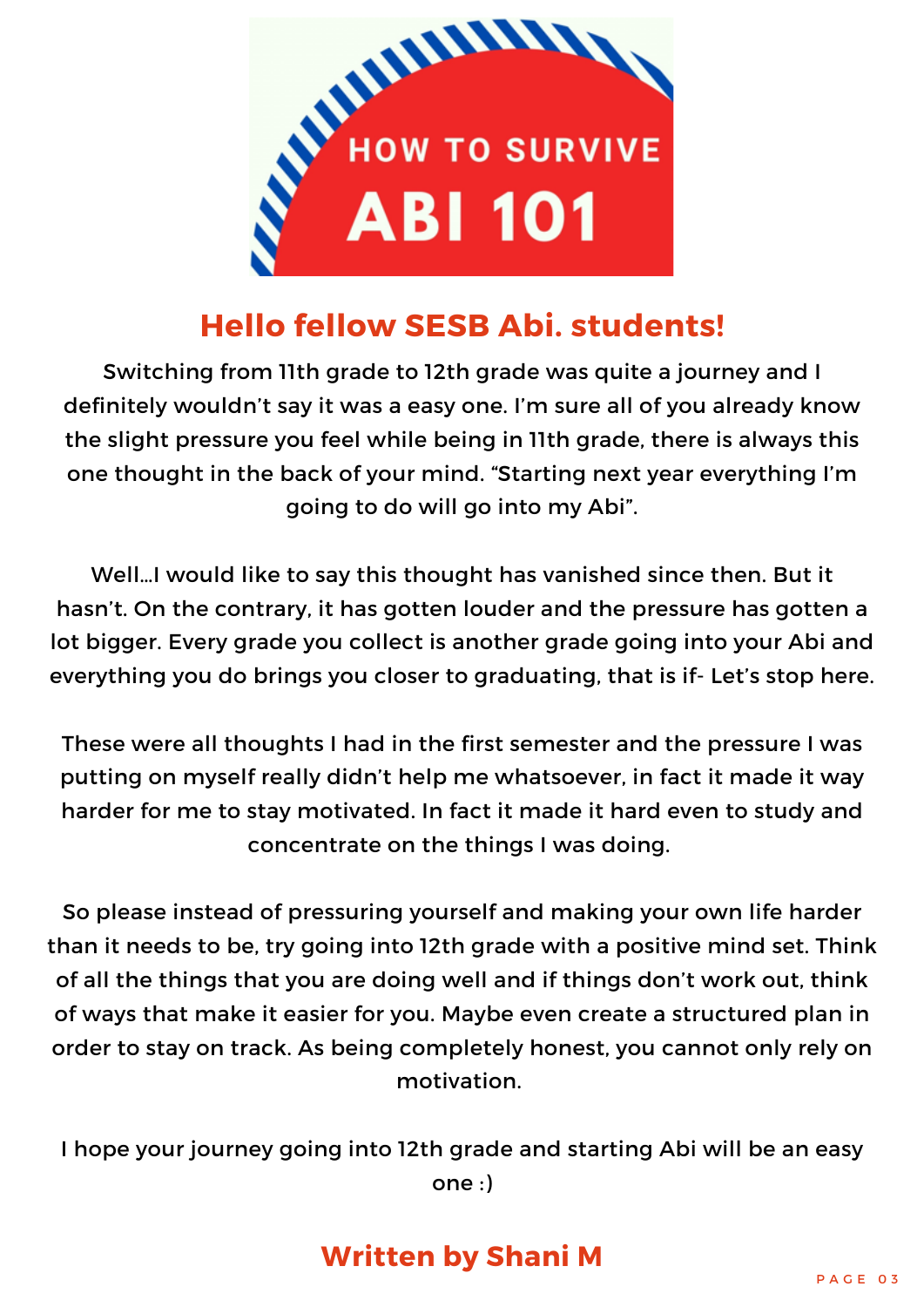# HOW TO SURVIVE ABI 101

## Hello fellow SESB Abi. students!

Switching from 11th grade to 12th grade was quite a journey and I definitely wouldn't say it was a easy one. I'm sure all of you already know the slight pressure you feel while being in 11th grade, there is always this one thought in the back of your mind. "Starting next year everything I'm going to do will go into my Abi".

Well…I would like to say this thought has vanished since then. But it hasn't. On the contrary, it has gotten louder and the pressure has gotten a lot bigger. Every grade you collect is another grade going into your Abi and everything you do brings you closer to graduating, that is if- Let's stop here.

These were all thoughts I had in the first semester and the pressure I was putting on myself really didn't help me whatsoever, in fact it made it way harder for me to stay motivated. In fact it made it hard even to study and concentrate on the things I was doing.

So please instead of pressuring yourself and making your own life harder than it needs to be, try going into 12th grade with a positive mind set. Think of all the things that you are doing well and if things don't work out, think of ways that make it easier for you. Maybe even create a structured plan in order to stay on track. As being completely honest, you cannot only rely on motivation.

I hope your journey going into 12th grade and starting Abi will be an easy one :)

**Written by Shani M**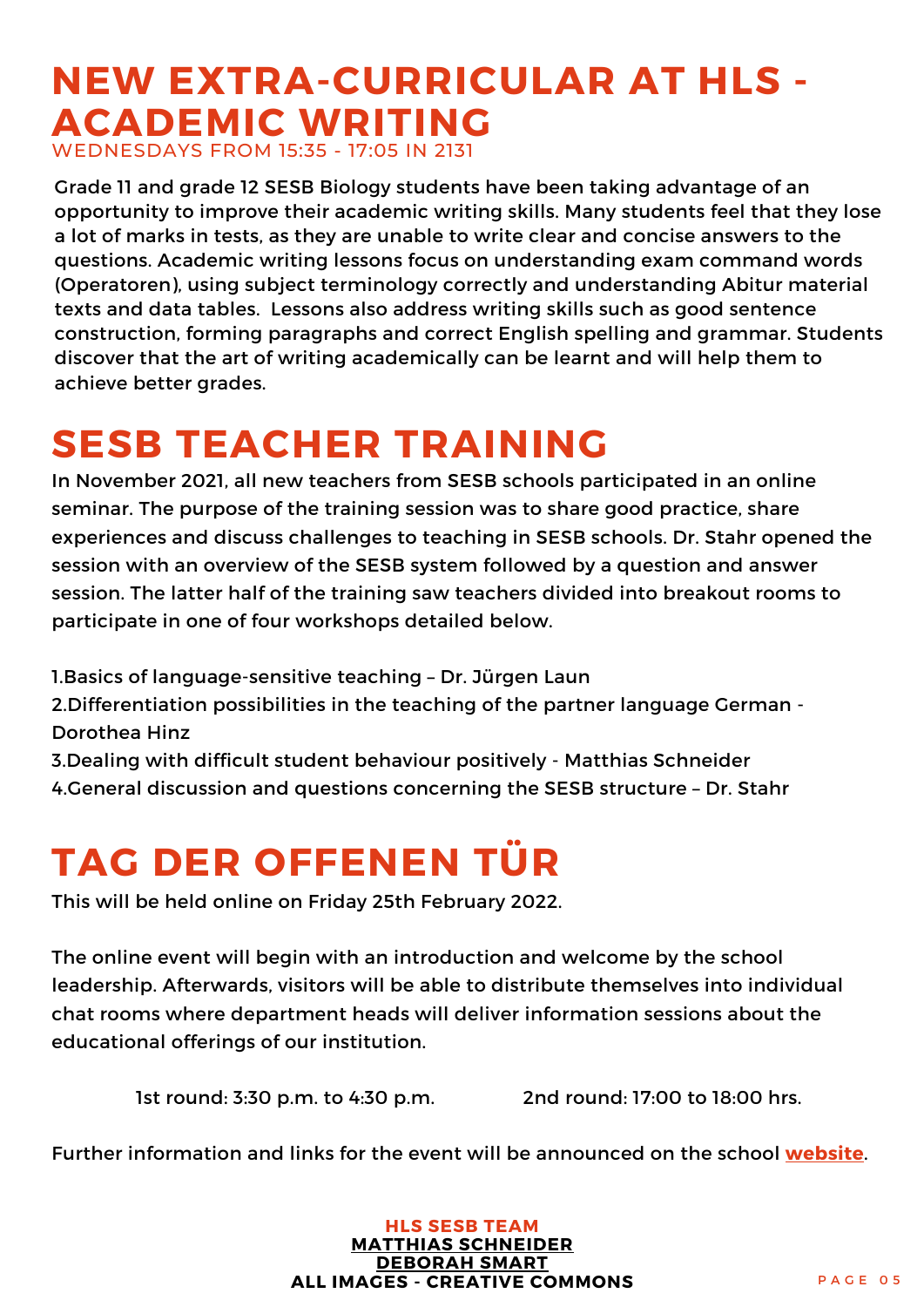# NEW EXTRA-CURRICULAR AT HLS - ACADEMIC WRITING

WEDNESDAYS FROM 15:35 - 17:05 IN 2131

Grade 11 and grade 12 SESB Biology students have been taking advantage of an opportunity to improve their academic writing skills. Many students feel that they lose a lot of marks in tests, as they are unable to write clear and concise answers to the questions. Academic writing lessons focus on understanding exam command words (Operatoren), using subject terminology correctly and understanding Abitur material texts and data tables. Lessons also address writing skills such as good sentence construction, forming paragraphs and correct English spelling and grammar. Students discover that the art of writing academically can be learnt and will help them to achieve better grades.

# SESB TEACHER TRAINING

In November 2021, all new teachers from SESB schools participated in an online seminar. The purpose of the training session was to share good practice, share experiences and discuss challenges to teaching in SESB schools. Dr. Stahr opened the session with an overview of the SESB system followed by a question and answer session. The latter half of the training saw teachers divided into breakout rooms to participate in one of four workshops detailed below.

1. Basics of language-sensitive teaching – Dr. Jürgen Laun
2. Differentiation possibilities in the teaching of the partner language German - Dorothea Hinz
3. Dealing with difficult student behaviour positively - Matthias Schneider
4. General discussion and questions concerning the SESB structure – Dr. Stahr

# TAG DER OFFENEN TÜR

This will be held online on Friday 25th February 2022.

The online event will begin with an introduction and welcome by the school leadership. Afterwards, visitors will be able to distribute themselves into individual chat rooms where department heads will deliver information sessions about the educational offerings of our institution.

1st round: 3:30 p.m. to 4:30 p.m. 2nd round: 17:00 to 18:00 hrs.

Further information and links for the event will be announced on the school **website**.

**HLS SESB TEAM**
**MATTHIAS SCHNEIDER**
**DEBORAH SMART**
**ALL IMAGES - CREATIVE COMMONS**